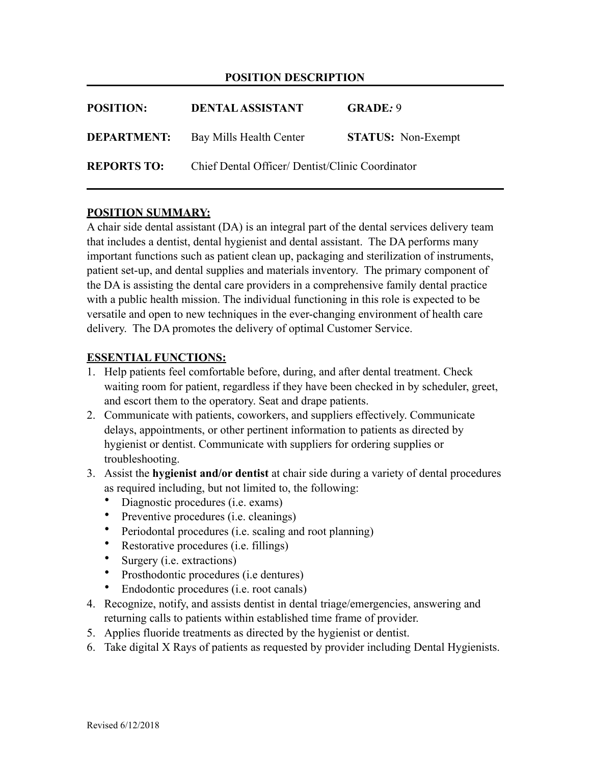# POSITION DESCRIPTION

| | | | |
|---|---|---|---|
| **POSITION:** | **DENTAL ASSISTANT** | **GRADE:** 9 | |
| **DEPARTMENT:** | Bay Mills Health Center | **STATUS:** Non-Exempt | |
| **REPORTS TO:** | Chief Dental Officer/ Dentist/Clinic Coordinator | | |

## POSITION SUMMARY:

A chair side dental assistant (DA) is an integral part of the dental services delivery team that includes a dentist, dental hygienist and dental assistant. The DA performs many important functions such as patient clean up, packaging and sterilization of instruments, patient set-up, and dental supplies and materials inventory. The primary component of the DA is assisting the dental care providers in a comprehensive family dental practice with a public health mission. The individual functioning in this role is expected to be versatile and open to new techniques in the ever-changing environment of health care delivery. The DA promotes the delivery of optimal Customer Service.

## ESSENTIAL FUNCTIONS:

1. Help patients feel comfortable before, during, and after dental treatment. Check waiting room for patient, regardless if they have been checked in by scheduler, greet, and escort them to the operatory. Seat and drape patients.
2. Communicate with patients, coworkers, and suppliers effectively. Communicate delays, appointments, or other pertinent information to patients as directed by hygienist or dentist. Communicate with suppliers for ordering supplies or troubleshooting.
3. Assist the **hygienist and/or dentist** at chair side during a variety of dental procedures as required including, but not limited to, the following:
   - Diagnostic procedures (i.e. exams)
   - Preventive procedures (i.e. cleanings)
   - Periodontal procedures (i.e. scaling and root planning)
   - Restorative procedures (i.e. fillings)
   - Surgery (i.e. extractions)
   - Prosthodontic procedures (i.e dentures)
   - Endodontic procedures (i.e. root canals)
4. Recognize, notify, and assists dentist in dental triage/emergencies, answering and returning calls to patients within established time frame of provider.
5. Applies fluoride treatments as directed by the hygienist or dentist.
6. Take digital X Rays of patients as requested by provider including Dental Hygienists.

Revised 6/12/2018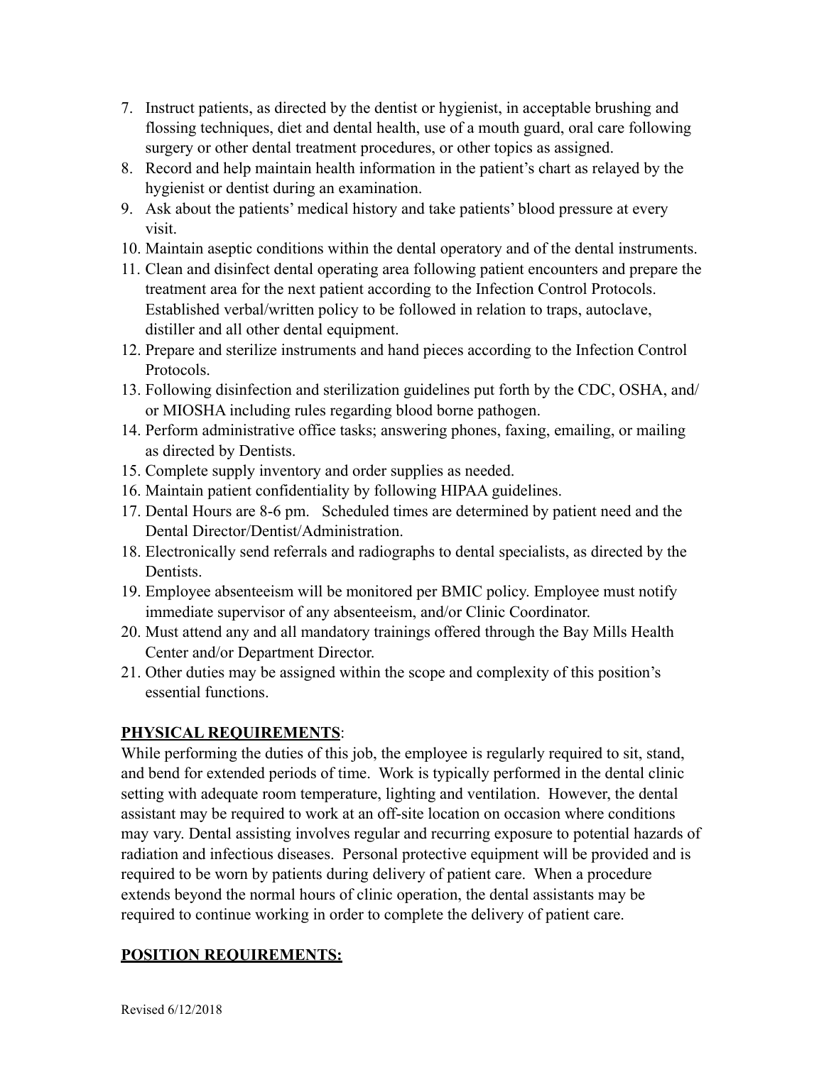7. Instruct patients, as directed by the dentist or hygienist, in acceptable brushing and flossing techniques, diet and dental health, use of a mouth guard, oral care following surgery or other dental treatment procedures, or other topics as assigned.
8. Record and help maintain health information in the patient's chart as relayed by the hygienist or dentist during an examination.
9. Ask about the patients' medical history and take patients' blood pressure at every visit.
10. Maintain aseptic conditions within the dental operatory and of the dental instruments.
11. Clean and disinfect dental operating area following patient encounters and prepare the treatment area for the next patient according to the Infection Control Protocols. Established verbal/written policy to be followed in relation to traps, autoclave, distiller and all other dental equipment.
12. Prepare and sterilize instruments and hand pieces according to the Infection Control Protocols.
13. Following disinfection and sterilization guidelines put forth by the CDC, OSHA, and/ or MIOSHA including rules regarding blood borne pathogen.
14. Perform administrative office tasks; answering phones, faxing, emailing, or mailing as directed by Dentists.
15. Complete supply inventory and order supplies as needed.
16. Maintain patient confidentiality by following HIPAA guidelines.
17. Dental Hours are 8-6 pm. Scheduled times are determined by patient need and the Dental Director/Dentist/Administration.
18. Electronically send referrals and radiographs to dental specialists, as directed by the Dentists.
19. Employee absenteeism will be monitored per BMIC policy. Employee must notify immediate supervisor of any absenteeism, and/or Clinic Coordinator.
20. Must attend any and all mandatory trainings offered through the Bay Mills Health Center and/or Department Director.
21. Other duties may be assigned within the scope and complexity of this position's essential functions.

**PHYSICAL REQUIREMENTS**:

While performing the duties of this job, the employee is regularly required to sit, stand, and bend for extended periods of time. Work is typically performed in the dental clinic setting with adequate room temperature, lighting and ventilation. However, the dental assistant may be required to work at an off-site location on occasion where conditions may vary. Dental assisting involves regular and recurring exposure to potential hazards of radiation and infectious diseases. Personal protective equipment will be provided and is required to be worn by patients during delivery of patient care. When a procedure extends beyond the normal hours of clinic operation, the dental assistants may be required to continue working in order to complete the delivery of patient care.

**POSITION REQUIREMENTS:**

Revised 6/12/2018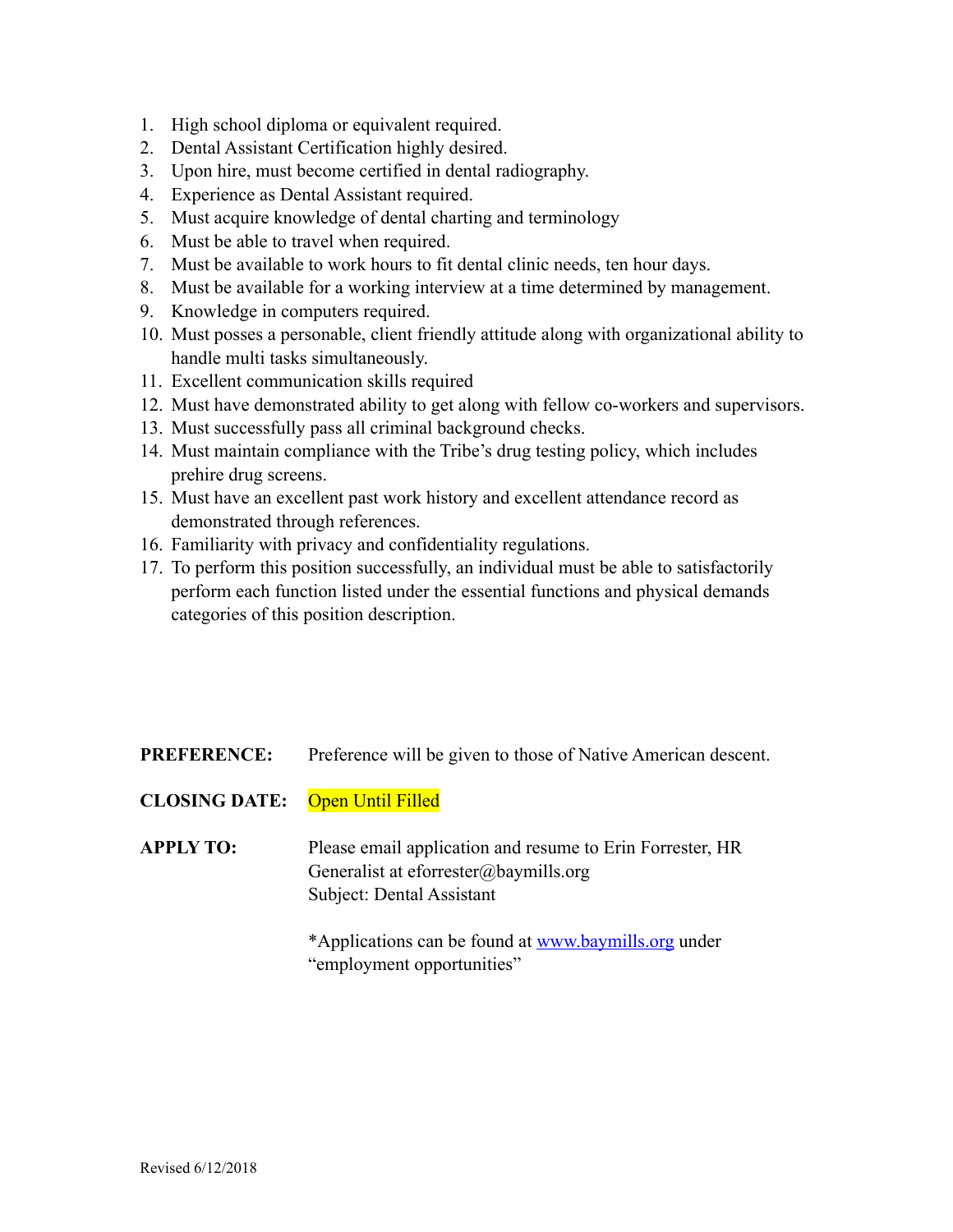1. High school diploma or equivalent required.
2. Dental Assistant Certification highly desired.
3. Upon hire, must become certified in dental radiography.
4. Experience as Dental Assistant required.
5. Must acquire knowledge of dental charting and terminology
6. Must be able to travel when required.
7. Must be available to work hours to fit dental clinic needs, ten hour days.
8. Must be available for a working interview at a time determined by management.
9. Knowledge in computers required.
10. Must posses a personable, client friendly attitude along with organizational ability to handle multi tasks simultaneously.
11. Excellent communication skills required
12. Must have demonstrated ability to get along with fellow co-workers and supervisors.
13. Must successfully pass all criminal background checks.
14. Must maintain compliance with the Tribe's drug testing policy, which includes prehire drug screens.
15. Must have an excellent past work history and excellent attendance record as demonstrated through references.
16. Familiarity with privacy and confidentiality regulations.
17. To perform this position successfully, an individual must be able to satisfactorily perform each function listed under the essential functions and physical demands categories of this position description.

**PREFERENCE:** Preference will be given to those of Native American descent.

**CLOSING DATE:** Open Until Filled

**APPLY TO:** Please email application and resume to Erin Forrester, HR Generalist at eforrester@baymills.org
Subject: Dental Assistant

*Applications can be found at [www.baymills.org](http://www.baymills.org) under "employment opportunities"

Revised 6/12/2018